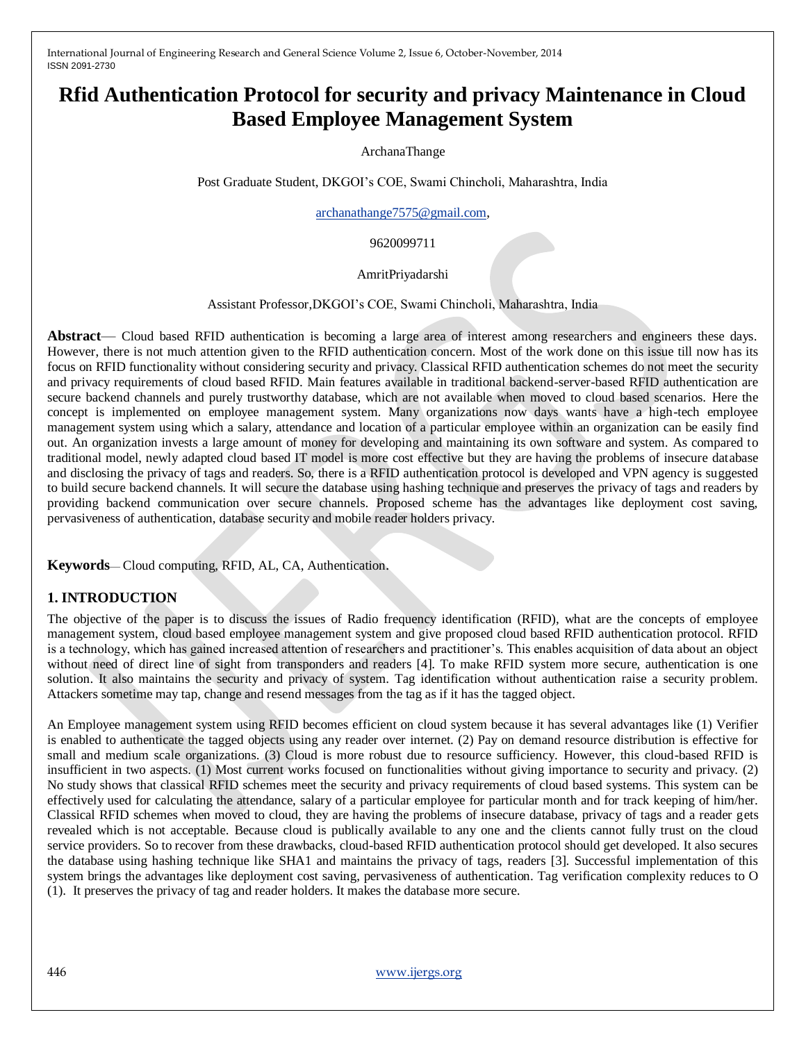# Rfid Authentication Protocol for security and privacy Maintenance in Cloud Based Employee Management System

ArchanaThange

Post Graduate Student, DKGOI's COE, Swami Chincholi, Maharashtra, India

archanathange7575@gmail.com,

9620099711

AmritPriyadarshi

Assistant Professor,DKGOI's COE, Swami Chincholi, Maharashtra, India

**Abstract**— Cloud based RFID authentication is becoming a large area of interest among researchers and engineers these days. However, there is not much attention given to the RFID authentication concern. Most of the work done on this issue till now has its focus on RFID functionality without considering security and privacy. Classical RFID authentication schemes do not meet the security and privacy requirements of cloud based RFID. Main features available in traditional backend-server-based RFID authentication are secure backend channels and purely trustworthy database, which are not available when moved to cloud based scenarios. Here the concept is implemented on employee management system. Many organizations now days wants have a high-tech employee management system using which a salary, attendance and location of a particular employee within an organization can be easily find out. An organization invests a large amount of money for developing and maintaining its own software and system. As compared to traditional model, newly adapted cloud based IT model is more cost effective but they are having the problems of insecure database and disclosing the privacy of tags and readers. So, there is a RFID authentication protocol is developed and VPN agency is suggested to build secure backend channels. It will secure the database using hashing technique and preserves the privacy of tags and readers by providing backend communication over secure channels. Proposed scheme has the advantages like deployment cost saving, pervasiveness of authentication, database security and mobile reader holders privacy.

**Keywords**— Cloud computing, RFID, AL, CA, Authentication.

## 1. INTRODUCTION

The objective of the paper is to discuss the issues of Radio frequency identification (RFID), what are the concepts of employee management system, cloud based employee management system and give proposed cloud based RFID authentication protocol. RFID is a technology, which has gained increased attention of researchers and practitioner's. This enables acquisition of data about an object without need of direct line of sight from transponders and readers [4]. To make RFID system more secure, authentication is one solution. It also maintains the security and privacy of system. Tag identification without authentication raise a security problem. Attackers sometime may tap, change and resend messages from the tag as if it has the tagged object.

An Employee management system using RFID becomes efficient on cloud system because it has several advantages like (1) Verifier is enabled to authenticate the tagged objects using any reader over internet. (2) Pay on demand resource distribution is effective for small and medium scale organizations. (3) Cloud is more robust due to resource sufficiency. However, this cloud-based RFID is insufficient in two aspects. (1) Most current works focused on functionalities without giving importance to security and privacy. (2) No study shows that classical RFID schemes meet the security and privacy requirements of cloud based systems. This system can be effectively used for calculating the attendance, salary of a particular employee for particular month and for track keeping of him/her. Classical RFID schemes when moved to cloud, they are having the problems of insecure database, privacy of tags and a reader gets revealed which is not acceptable. Because cloud is publically available to any one and the clients cannot fully trust on the cloud service providers. So to recover from these drawbacks, cloud-based RFID authentication protocol should get developed. It also secures the database using hashing technique like SHA1 and maintains the privacy of tags, readers [3]. Successful implementation of this system brings the advantages like deployment cost saving, pervasiveness of authentication. Tag verification complexity reduces to O (1). It preserves the privacy of tag and reader holders. It makes the database more secure.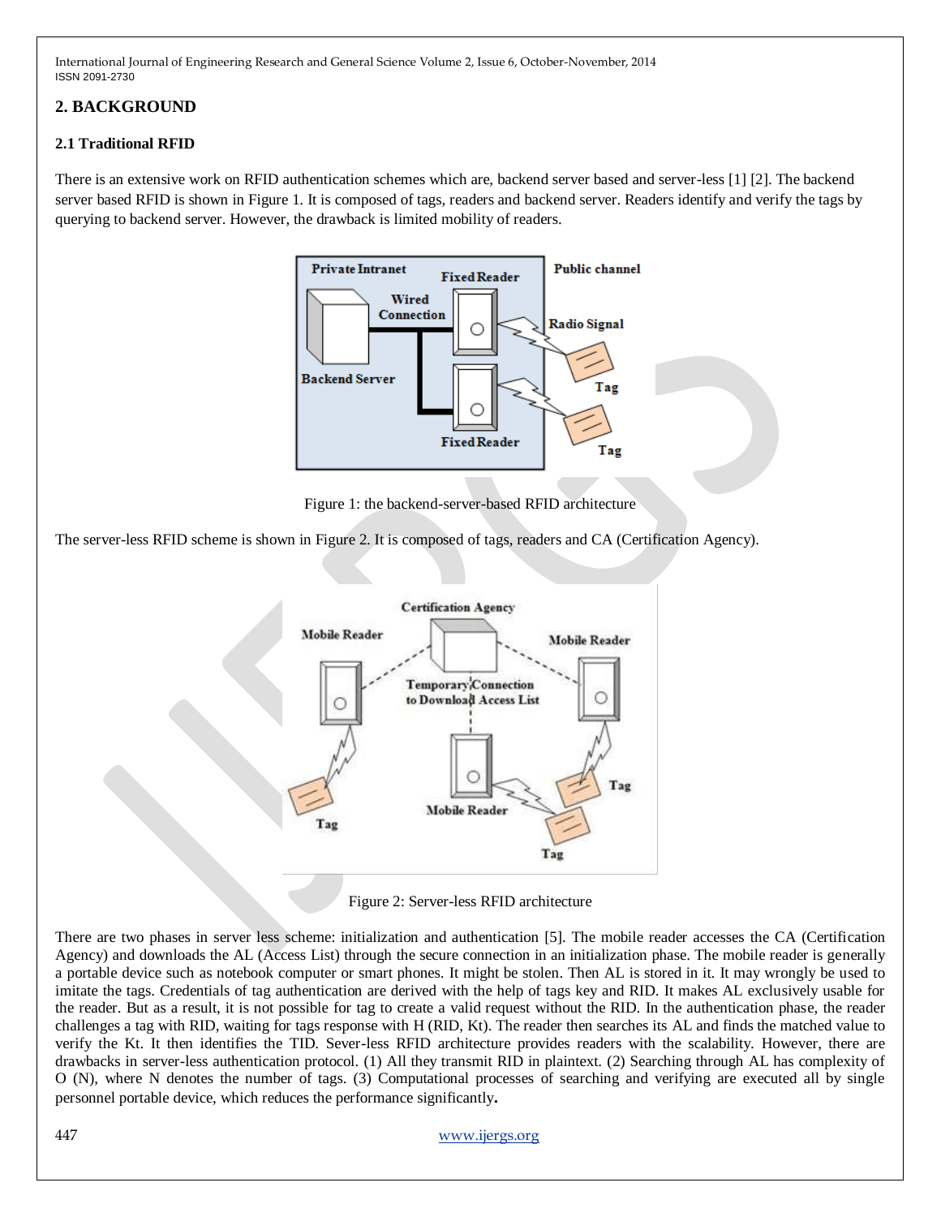## 2. BACKGROUND

### 2.1 Traditional RFID

There is an extensive work on RFID authentication schemes which are, backend server based and server-less [1] [2]. The backend server based RFID is shown in Figure 1. It is composed of tags, readers and backend server. Readers identify and verify the tags by querying to backend server. However, the drawback is limited mobility of readers.

Figure 1: the backend-server-based RFID architecture

The server-less RFID scheme is shown in Figure 2. It is composed of tags, readers and CA (Certification Agency).

Figure 2: Server-less RFID architecture

There are two phases in server less scheme: initialization and authentication [5]. The mobile reader accesses the CA (Certification Agency) and downloads the AL (Access List) through the secure connection in an initialization phase. The mobile reader is generally a portable device such as notebook computer or smart phones. It might be stolen. Then AL is stored in it. It may wrongly be used to imitate the tags. Credentials of tag authentication are derived with the help of tags key and RID. It makes AL exclusively usable for the reader. But as a result, it is not possible for tag to create a valid request without the RID. In the authentication phase, the reader challenges a tag with RID, waiting for tags response with H (RID, Kt). The reader then searches its AL and finds the matched value to verify the Kt. It then identifies the TID. Sever-less RFID architecture provides readers with the scalability. However, there are drawbacks in server-less authentication protocol. (1) All they transmit RID in plaintext. (2) Searching through AL has complexity of O (N), where N denotes the number of tags. (3) Computational processes of searching and verifying are executed all by single personnel portable device, which reduces the performance significantly.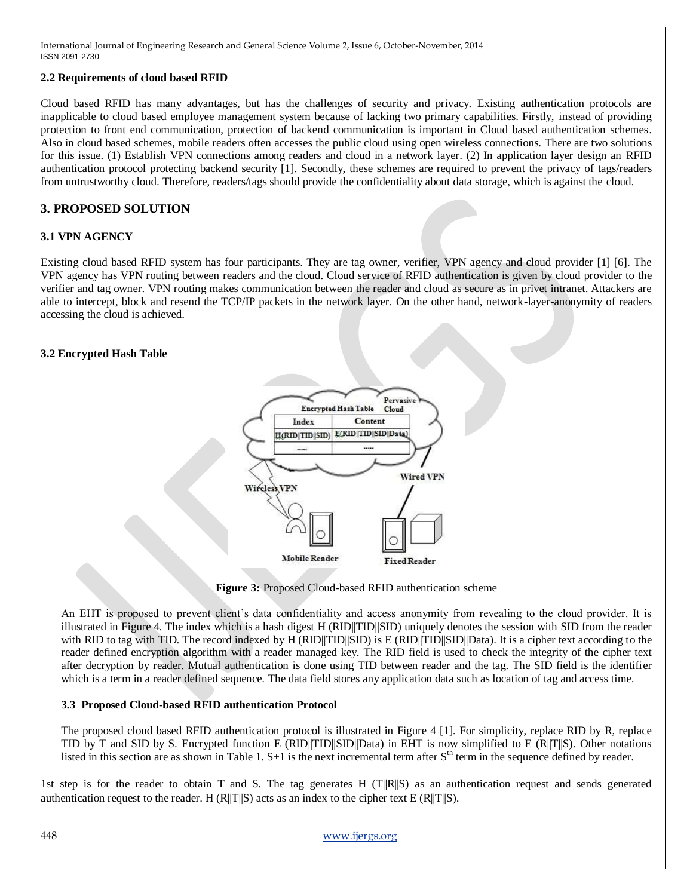### 2.2 Requirements of cloud based RFID

Cloud based RFID has many advantages, but has the challenges of security and privacy. Existing authentication protocols are inapplicable to cloud based employee management system because of lacking two primary capabilities. Firstly, instead of providing protection to front end communication, protection of backend communication is important in Cloud based authentication schemes. Also in cloud based schemes, mobile readers often accesses the public cloud using open wireless connections. There are two solutions for this issue. (1) Establish VPN connections among readers and cloud in a network layer. (2) In application layer design an RFID authentication protocol protecting backend security [1]. Secondly, these schemes are required to prevent the privacy of tags/readers from untrustworthy cloud. Therefore, readers/tags should provide the confidentiality about data storage, which is against the cloud.

## 3. PROPOSED SOLUTION

### 3.1 VPN AGENCY

Existing cloud based RFID system has four participants. They are tag owner, verifier, VPN agency and cloud provider [1] [6]. The VPN agency has VPN routing between readers and the cloud. Cloud service of RFID authentication is given by cloud provider to the verifier and tag owner. VPN routing makes communication between the reader and cloud as secure as in privet intranet. Attackers are able to intercept, block and resend the TCP/IP packets in the network layer. On the other hand, network-layer-anonymity of readers accessing the cloud is achieved.

### 3.2 Encrypted Hash Table

**Figure 3:** Proposed Cloud-based RFID authentication scheme

An EHT is proposed to prevent client's data confidentiality and access anonymity from revealing to the cloud provider. It is illustrated in Figure 4. The index which is a hash digest H (RID||TID||SID) uniquely denotes the session with SID from the reader with RID to tag with TID. The record indexed by H (RID||TID||SID) is E (RID||TID||SID||Data). It is a cipher text according to the reader defined encryption algorithm with a reader managed key. The RID field is used to check the integrity of the cipher text after decryption by reader. Mutual authentication is done using TID between reader and the tag. The SID field is the identifier which is a term in a reader defined sequence. The data field stores any application data such as location of tag and access time.

### 3.3 Proposed Cloud-based RFID authentication Protocol

The proposed cloud based RFID authentication protocol is illustrated in Figure 4 [1]. For simplicity, replace RID by R, replace TID by T and SID by S. Encrypted function E (RID||TID||SID||Data) in EHT is now simplified to E (R||T||S). Other notations listed in this section are as shown in Table 1. S+1 is the next incremental term after $S^{th}$ term in the sequence defined by reader.

1st step is for the reader to obtain T and S. The tag generates H (T||R||S) as an authentication request and sends generated authentication request to the reader. H (R||T||S) acts as an index to the cipher text E (R||T||S).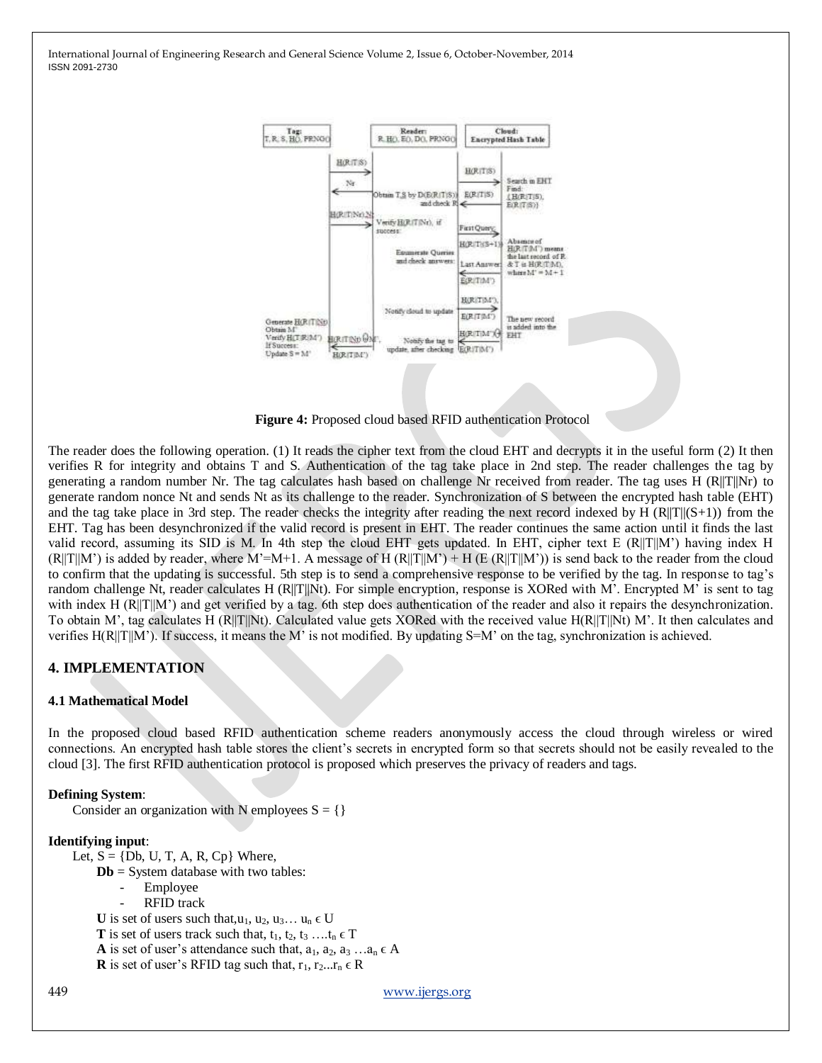**Figure 4:** Proposed cloud based RFID authentication Protocol

The reader does the following operation. (1) It reads the cipher text from the cloud EHT and decrypts it in the useful form (2) It then verifies R for integrity and obtains T and S. Authentication of the tag take place in 2nd step. The reader challenges the tag by generating a random number Nr. The tag calculates hash based on challenge Nr received from reader. The tag uses H (R||T||Nr) to generate random nonce Nt and sends Nt as its challenge to the reader. Synchronization of S between the encrypted hash table (EHT) and the tag take place in 3rd step. The reader checks the integrity after reading the next record indexed by H (R||T||(S+1)) from the EHT. Tag has been desynchronized if the valid record is present in EHT. The reader continues the same action until it finds the last valid record, assuming its SID is M. In 4th step the cloud EHT gets updated. In EHT, cipher text E (R||T||M') having index H (R||T||M') is added by reader, where M'=M+1. A message of H (R||T||M') + H (E (R||T||M')) is send back to the reader from the cloud to confirm that the updating is successful. 5th step is to send a comprehensive response to be verified by the tag. In response to tag's random challenge Nt, reader calculates H (R||T||Nt). For simple encryption, response is XORed with M'. Encrypted M' is sent to tag with index H (R||T||M') and get verified by a tag. 6th step does authentication of the reader and also it repairs the desynchronization. To obtain M', tag calculates H (R||T||Nt). Calculated value gets XORed with the received value H(R||T||Nt) M'. It then calculates and verifies H(R||T||M'). If success, it means the M' is not modified. By updating S=M' on the tag, synchronization is achieved.

## 4. IMPLEMENTATION

### 4.1 Mathematical Model

In the proposed cloud based RFID authentication scheme readers anonymously access the cloud through wireless or wired connections. An encrypted hash table stores the client's secrets in encrypted form so that secrets should not be easily revealed to the cloud [3]. The first RFID authentication protocol is proposed which preserves the privacy of readers and tags.

**Defining System**:

Consider an organization with N employees S = {}

**Identifying input**:

Let, S = {Db, U, T, A, R, Cp} Where,

**Db** = System database with two tables:

- Employee
- RFID track

**U** is set of users such that, $u_1, u_2, u_3 \dots u_n \in U$

**T** is set of users track such that, $t_1, t_2, t_3 \dots t_n \in T$

**A** is set of user's attendance such that, $a_1, a_2, a_3 \dots a_n \in A$

**R** is set of user's RFID tag such that, $r_1, r_2 \dots r_n \in R$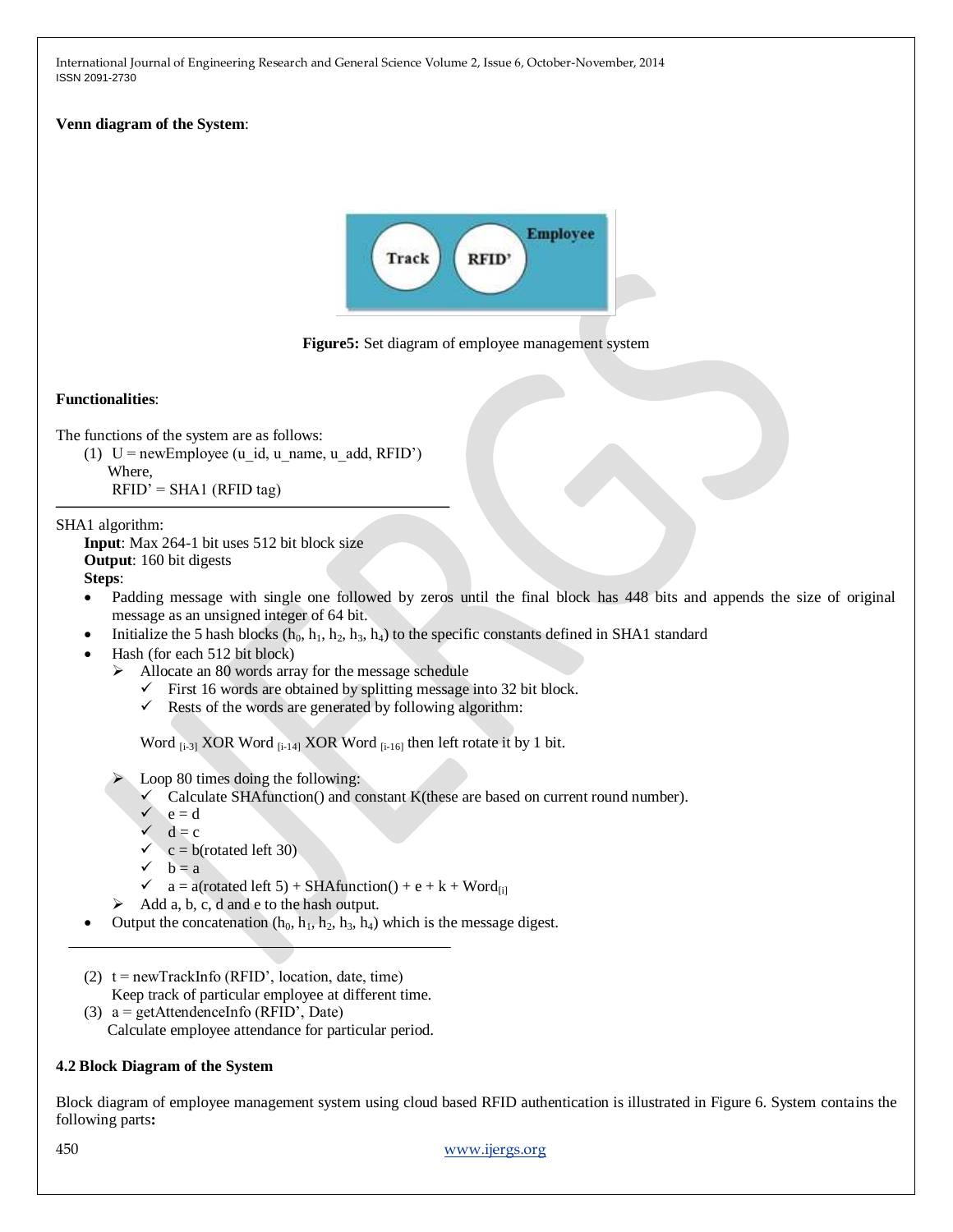**Venn diagram of the System**:

**Figure5:** Set diagram of employee management system

**Functionalities**:

The functions of the system are as follows:

(1) U = newEmployee (u_id, u_name, u_add, RFID')
 Where,
 RFID' = SHA1 (RFID tag)

---

SHA1 algorithm:

**Input**: Max 264-1 bit uses 512 bit block size
**Output**: 160 bit digests
**Steps**:

- Padding message with single one followed by zeros until the final block has 448 bits and appends the size of original message as an unsigned integer of 64 bit.
- Initialize the 5 hash blocks ($h_0$, $h_1$, $h_2$, $h_3$, $h_4$) to the specific constants defined in SHA1 standard
- Hash (for each 512 bit block)
  - Allocate an 80 words array for the message schedule
    - ✓ First 16 words are obtained by splitting message into 32 bit block.
    - ✓ Rests of the words are generated by following algorithm:

    Word $_{[i-3]}$ XOR Word $_{[i-14]}$ XOR Word $_{[i-16]}$ then left rotate it by 1 bit.

  - Loop 80 times doing the following:
    - ✓ Calculate SHAfunction() and constant K(these are based on current round number).
    - ✓ e = d
    - ✓ d = c
    - ✓ c = b(rotated left 30)
    - ✓ b = a
    - ✓ a = a(rotated left 5) + SHAfunction() + e + k + Word$_{[i]}$
  - Add a, b, c, d and e to the hash output.
- Output the concatenation ($h_0$, $h_1$, $h_2$, $h_3$, $h_4$) which is the message digest.

---

(2) t = newTrackInfo (RFID', location, date, time)
 Keep track of particular employee at different time.

(3) a = getAttendenceInfo (RFID', Date)
 Calculate employee attendance for particular period.

### 4.2 Block Diagram of the System

Block diagram of employee management system using cloud based RFID authentication is illustrated in Figure 6. System contains the following parts**:**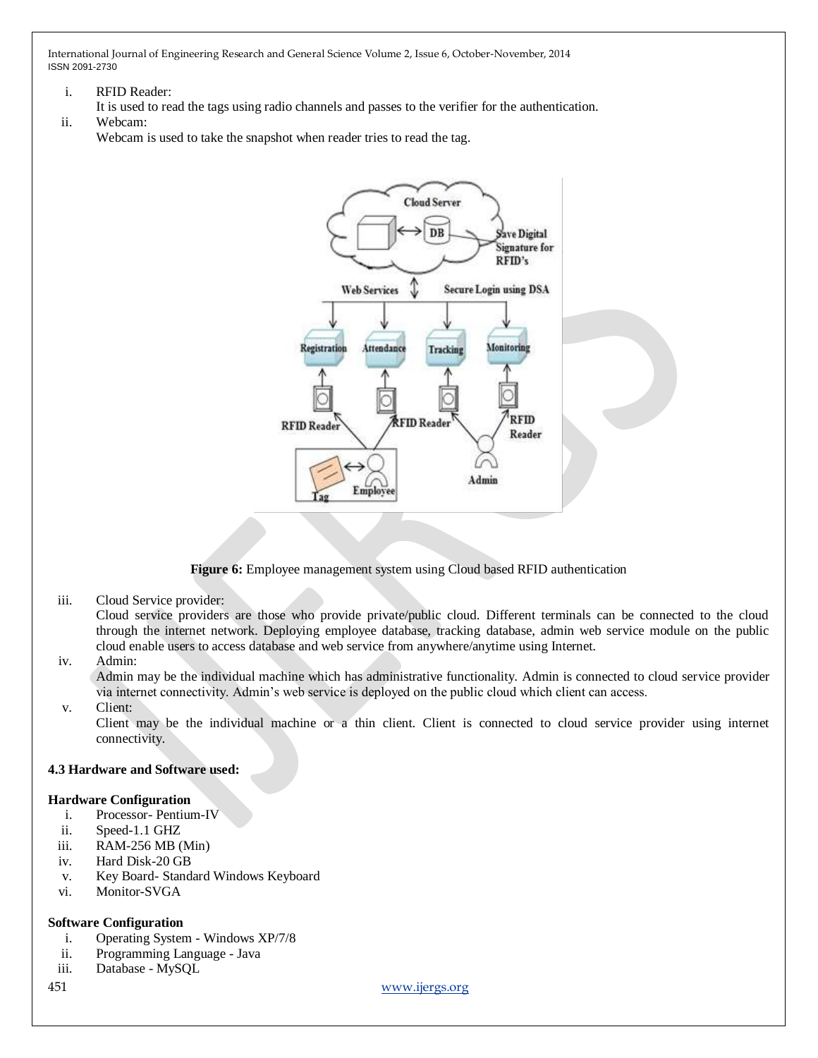i. RFID Reader:
   It is used to read the tags using radio channels and passes to the verifier for the authentication.

ii. Webcam:
   Webcam is used to take the snapshot when reader tries to read the tag.

**Figure 6:** Employee management system using Cloud based RFID authentication

iii. Cloud Service provider:
   Cloud service providers are those who provide private/public cloud. Different terminals can be connected to the cloud through the internet network. Deploying employee database, tracking database, admin web service module on the public cloud enable users to access database and web service from anywhere/anytime using Internet.

iv. Admin:
   Admin may be the individual machine which has administrative functionality. Admin is connected to cloud service provider via internet connectivity. Admin's web service is deployed on the public cloud which client can access.

v. Client:
   Client may be the individual machine or a thin client. Client is connected to cloud service provider using internet connectivity.

### 4.3 Hardware and Software used:

**Hardware Configuration**

i. Processor- Pentium-IV
ii. Speed-1.1 GHZ
iii. RAM-256 MB (Min)
iv. Hard Disk-20 GB
v. Key Board- Standard Windows Keyboard
vi. Monitor-SVGA

**Software Configuration**

i. Operating System - Windows XP/7/8
ii. Programming Language - Java
iii. Database - MySQL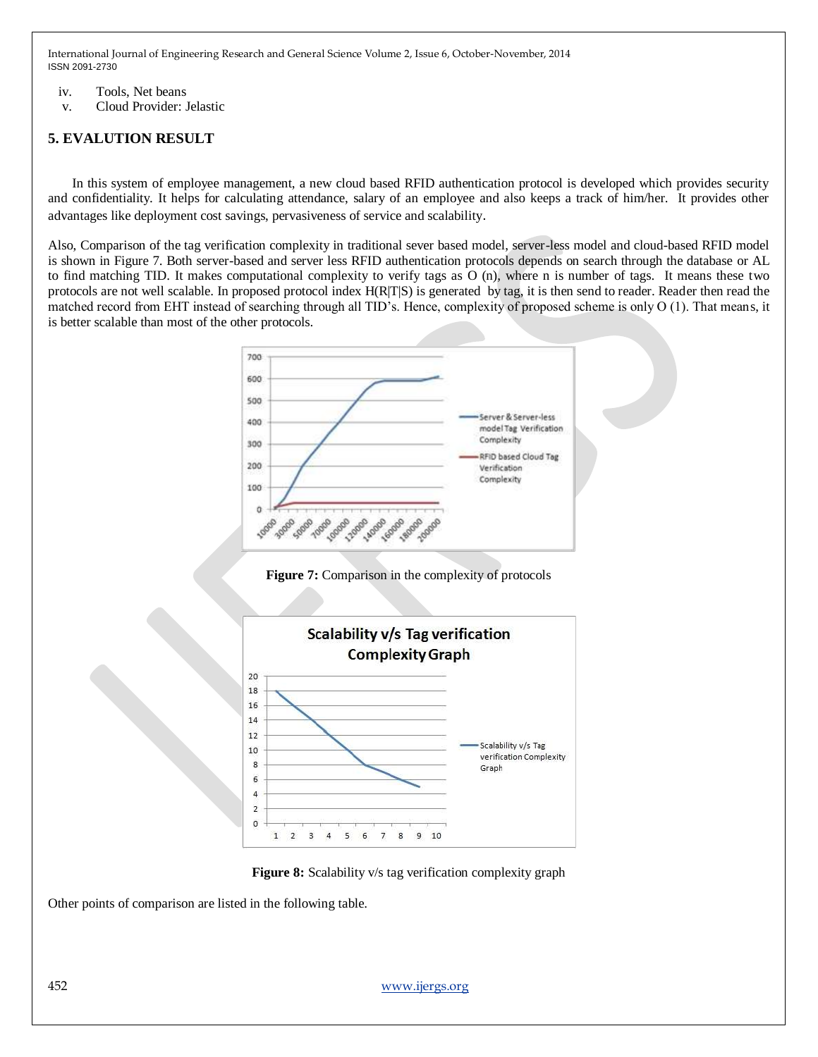iv. Tools, Net beans
v. Cloud Provider: Jelastic

## 5. EVALUTION RESULT

In this system of employee management, a new cloud based RFID authentication protocol is developed which provides security and confidentiality. It helps for calculating attendance, salary of an employee and also keeps a track of him/her. It provides other advantages like deployment cost savings, pervasiveness of service and scalability.

Also, Comparison of the tag verification complexity in traditional sever based model, server-less model and cloud-based RFID model is shown in Figure 7. Both server-based and server less RFID authentication protocols depends on search through the database or AL to find matching TID. It makes computational complexity to verify tags as O (n), where n is number of tags. It means these two protocols are not well scalable. In proposed protocol index H(R|T|S) is generated by tag, it is then send to reader. Reader then read the matched record from EHT instead of searching through all TID's. Hence, complexity of proposed scheme is only O (1). That means, it is better scalable than most of the other protocols.

**Figure 7:** Comparison in the complexity of protocols

**Figure 8:** Scalability v/s tag verification complexity graph

Other points of comparison are listed in the following table.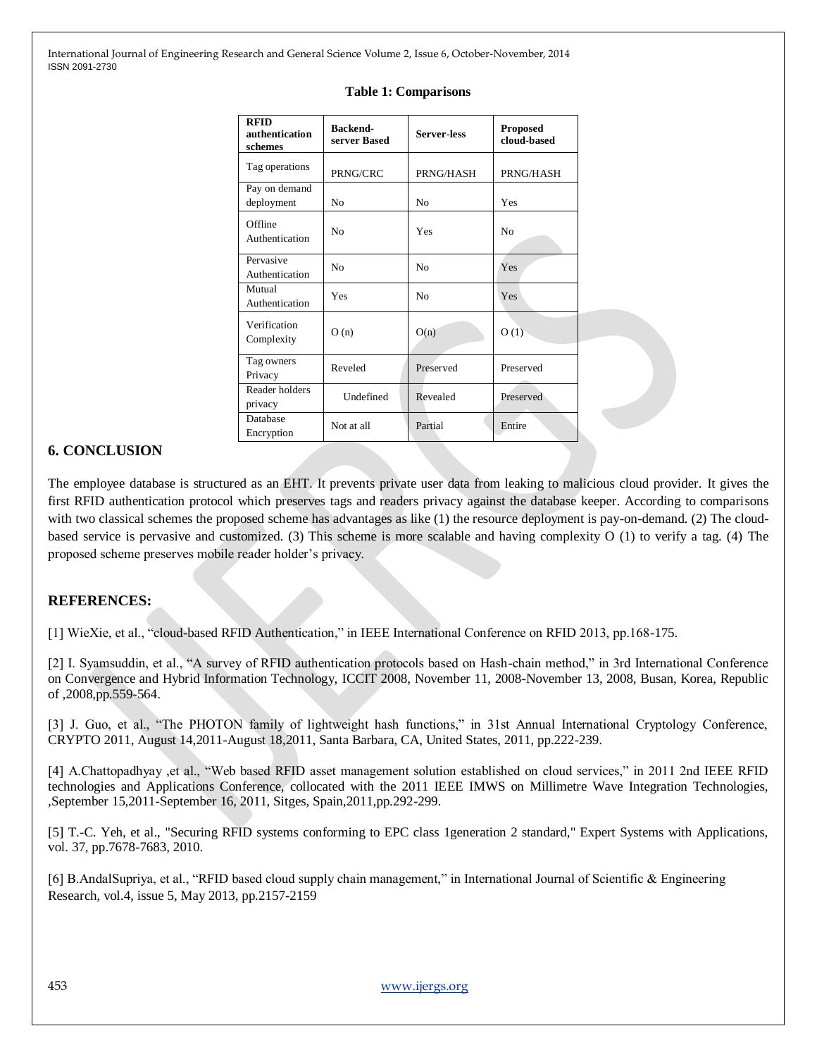**Table 1: Comparisons**

| RFID authentication schemes | Backend-server Based | Server-less | Proposed cloud-based |
|---|---|---|---|
| Tag operations | PRNG/CRC | PRNG/HASH | PRNG/HASH |
| Pay on demand deployment | No | No | Yes |
| Offline Authentication | No | Yes | No |
| Pervasive Authentication | No | No | Yes |
| Mutual Authentication | Yes | No | Yes |
| Verification Complexity | O (n) | O(n) | O (1) |
| Tag owners Privacy | Reveled | Preserved | Preserved |
| Reader holders privacy | Undefined | Revealed | Preserved |
| Database Encryption | Not at all | Partial | Entire |

## 6. CONCLUSION

The employee database is structured as an EHT. It prevents private user data from leaking to malicious cloud provider. It gives the first RFID authentication protocol which preserves tags and readers privacy against the database keeper. According to comparisons with two classical schemes the proposed scheme has advantages as like (1) the resource deployment is pay-on-demand. (2) The cloud-based service is pervasive and customized. (3) This scheme is more scalable and having complexity O (1) to verify a tag. (4) The proposed scheme preserves mobile reader holder's privacy.

## REFERENCES:

[1] WieXie, et al., "cloud-based RFID Authentication," in IEEE International Conference on RFID 2013, pp.168-175.

[2] I. Syamsuddin, et al., "A survey of RFID authentication protocols based on Hash-chain method," in 3rd International Conference on Convergence and Hybrid Information Technology, ICCIT 2008, November 11, 2008-November 13, 2008, Busan, Korea, Republic of ,2008,pp.559-564.

[3] J. Guo, et al., "The PHOTON family of lightweight hash functions," in 31st Annual International Cryptology Conference, CRYPTO 2011, August 14,2011-August 18,2011, Santa Barbara, CA, United States, 2011, pp.222-239.

[4] A.Chattopadhyay ,et al., "Web based RFID asset management solution established on cloud services," in 2011 2nd IEEE RFID technologies and Applications Conference, collocated with the 2011 IEEE IMWS on Millimetre Wave Integration Technologies, ,September 15,2011-September 16, 2011, Sitges, Spain,2011,pp.292-299.

[5] T.-C. Yeh, et al., "Securing RFID systems conforming to EPC class 1generation 2 standard," Expert Systems with Applications, vol. 37, pp.7678-7683, 2010.

[6] B.AndalSupriya, et al., "RFID based cloud supply chain management," in International Journal of Scientific & Engineering Research, vol.4, issue 5, May 2013, pp.2157-2159